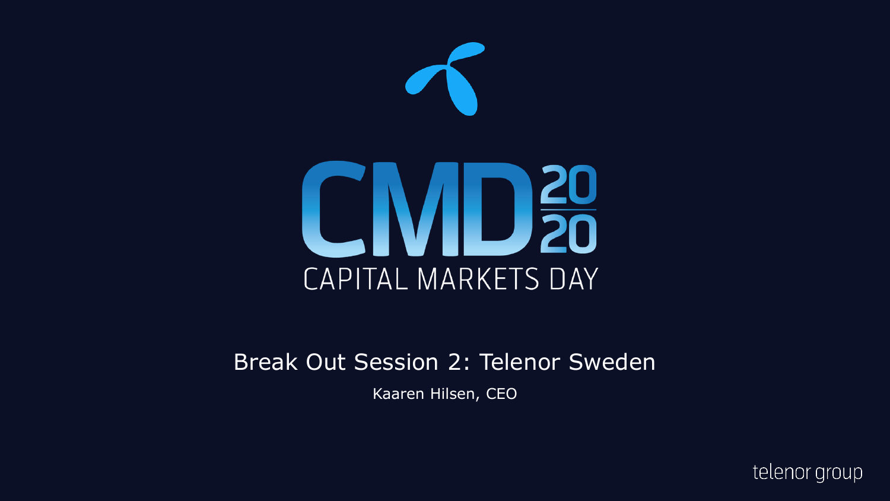# CMD 2020

CAPITAL MARKETS DAY

## Break Out Session 2: Telenor Sweden

Kaaren Hilsen, CEO

telenor group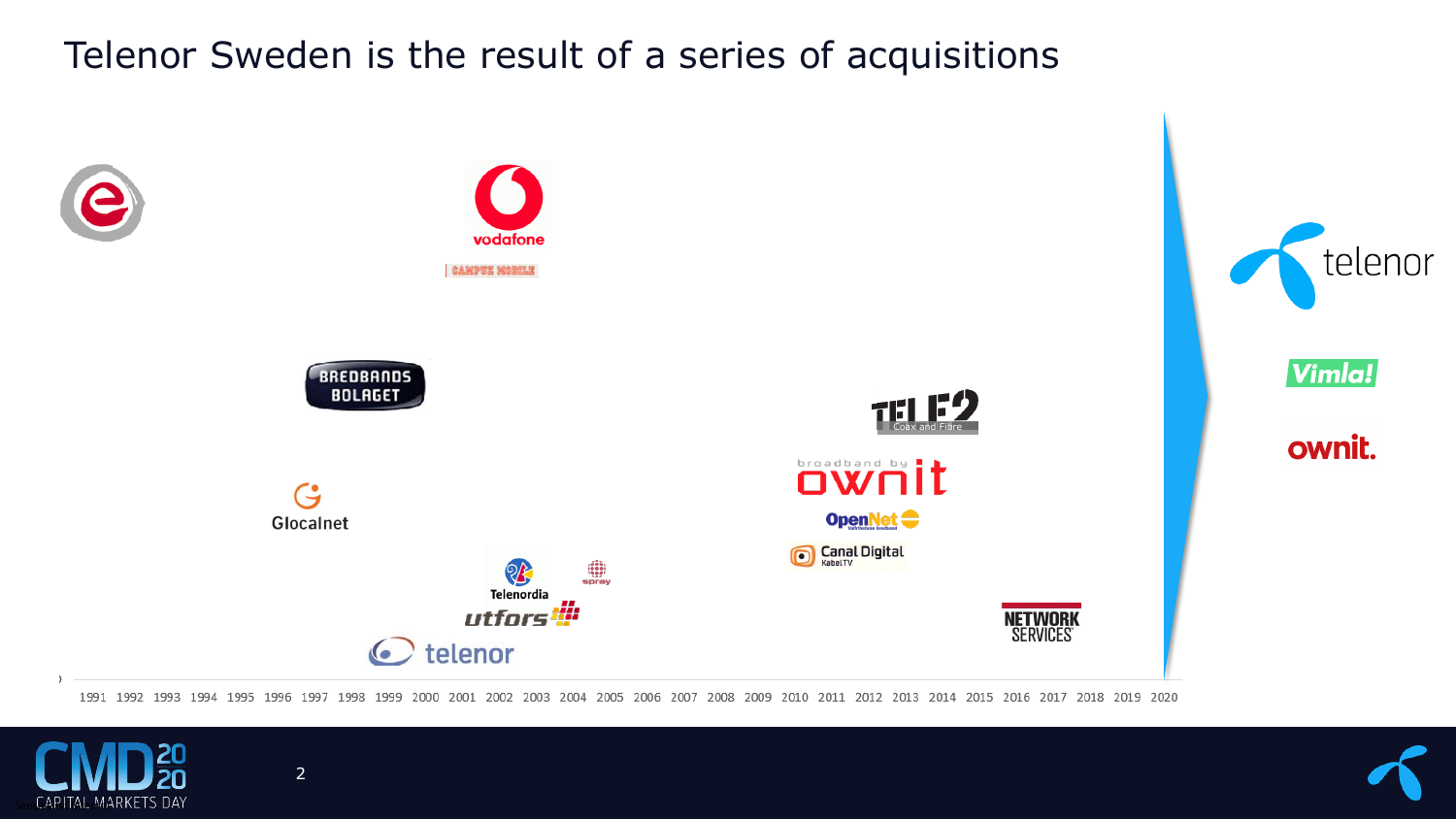# Telenor Sweden is the result of a series of acquisitions

Vodafone
CAMPUS MOBILE

BREDBANDS BOLAGET

Glocalnet

Telenordia
spray
utfors
telenor

TELE2 Coax and Fibre

broadband by ownit

OpenNet

Canal Digital KabelTV

NETWORK SERVICES

telenor

Vimla!

ownit.

1991 1992 1993 1994 1995 1996 1997 1998 1999 2000 2001 2002 2003 2004 2005 2006 2007 2008 2009 2010 2011 2012 2013 2014 2015 2016 2017 2018 2019 2020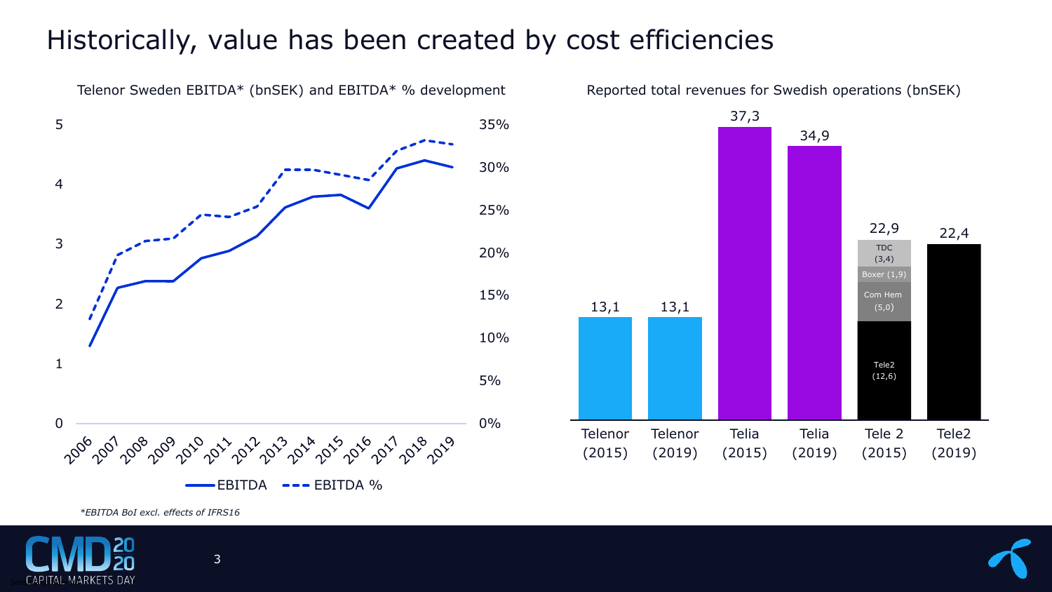# Historically, value has been created by cost efficiencies

Telenor Sweden EBITDA* (bnSEK) and EBITDA* % development

Reported total revenues for Swedish operations (bnSEK)

| | Telenor (2015) | Telenor (2019) | Telia (2015) | Telia (2019) | Tele 2 (2015) | Tele2 (2019) |
|---|---|---|---|---|---|---|
| Total | 13,1 | 13,1 | 37,3 | 34,9 | 22,9 | 22,4 |

Tele 2 (2015) breakdown: Tele2 (12,6), Com Hem (5,0), Boxer (1,9), TDC (3,4)

*EBITDA BoI excl. effects of IFRS16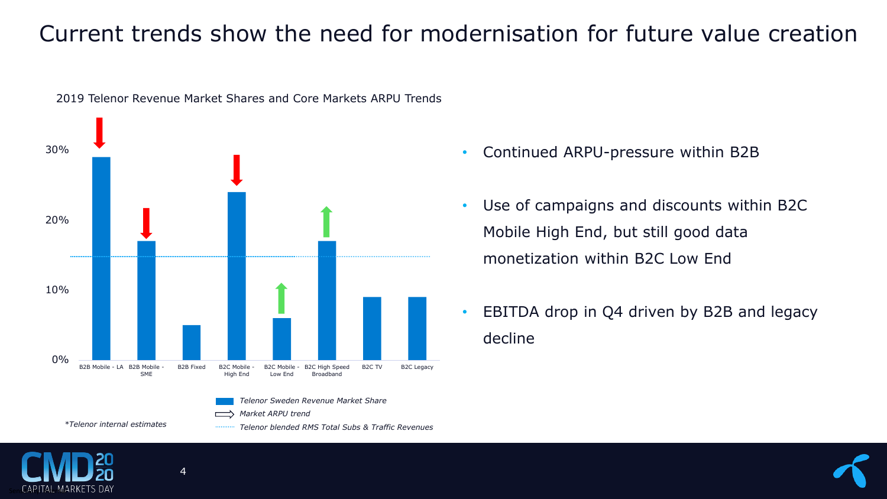# Current trends show the need for modernisation for future value creation

2019 Telenor Revenue Market Shares and Core Markets ARPU Trends

| Segment | Telenor Sweden Revenue Market Share (approx.) | Market ARPU trend |
|---|---|---|
| B2B Mobile - LA | ~29% | ↓ |
| B2B Mobile - SME | ~17% | ↓ |
| B2B Fixed | ~5% | |
| B2C Mobile - High End | ~24% | ↓ |
| B2C Mobile - Low End | ~6% | ↑ |
| B2C High Speed Broadband | ~17% | ↑ |
| B2C TV | ~9% | |
| B2C Legacy | ~9% | |

Telenor blended RMS Total Subs & Traffic Revenues: ~15%

*Telenor Sweden Revenue Market Share*

*Market ARPU trend*

*Telenor blended RMS Total Subs & Traffic Revenues*

**Telenor internal estimates*

- Continued ARPU-pressure within B2B
- Use of campaigns and discounts within B2C Mobile High End, but still good data monetization within B2C Low End
- EBITDA drop in Q4 driven by B2B and legacy decline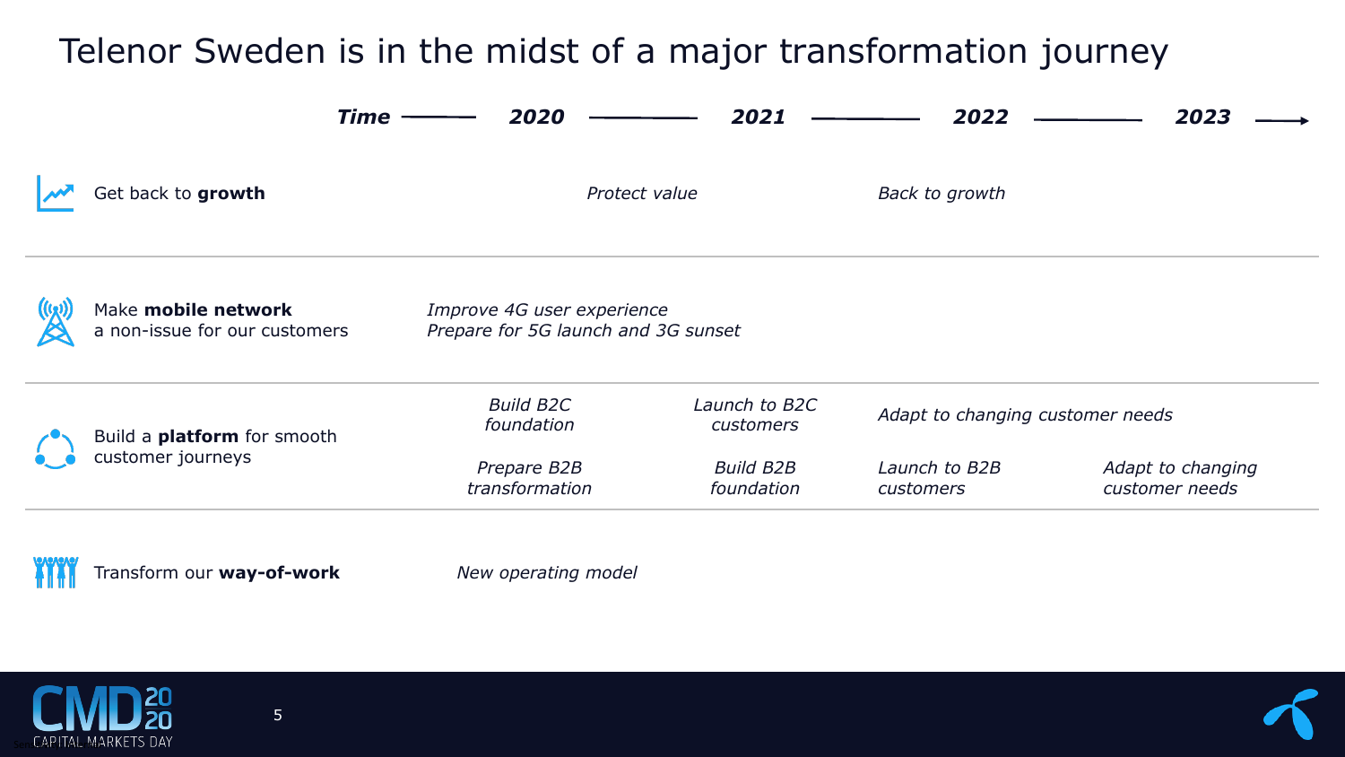# Telenor Sweden is in the midst of a major transformation journey

| Time | 2020 | | 2021 | | 2022 | | 2023 |
|---|---|---|---|---|---|---|---|
| Get back to **growth** | | *Protect value* | | *Back to growth* | | | |
| Make **mobile network** a non-issue for our customers | *Improve 4G user experience*<br>*Prepare for 5G launch and 3G sunset* | | | | | | |
| Build a **platform** for smooth customer journeys | *Build B2C foundation* | | *Launch to B2C customers* | *Adapt to changing customer needs* | | | |
| | *Prepare B2B transformation* | | *Build B2B foundation* | *Launch to B2B customers* | | *Adapt to changing customer needs* | |
| Transform our **way-of-work** | *New operating model* | | | | | | |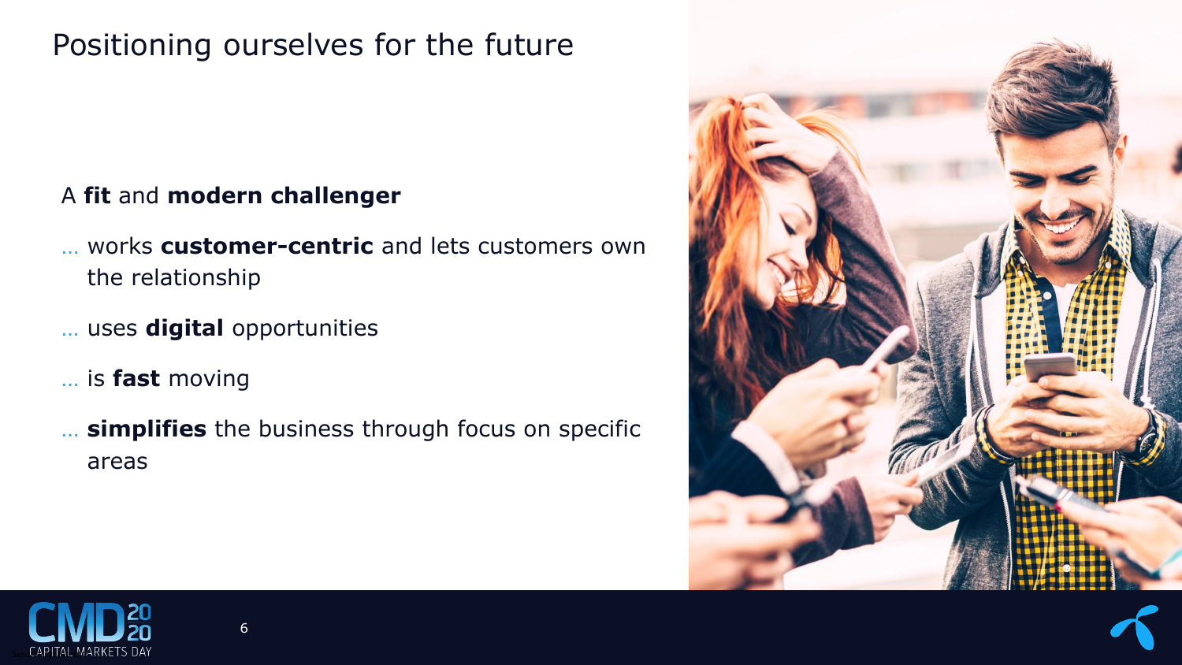# Positioning ourselves for the future

A **fit** and **modern challenger**

… works **customer-centric** and lets customers own the relationship

… uses **digital** opportunities

… is **fast** moving

… **simplifies** the business through focus on specific areas